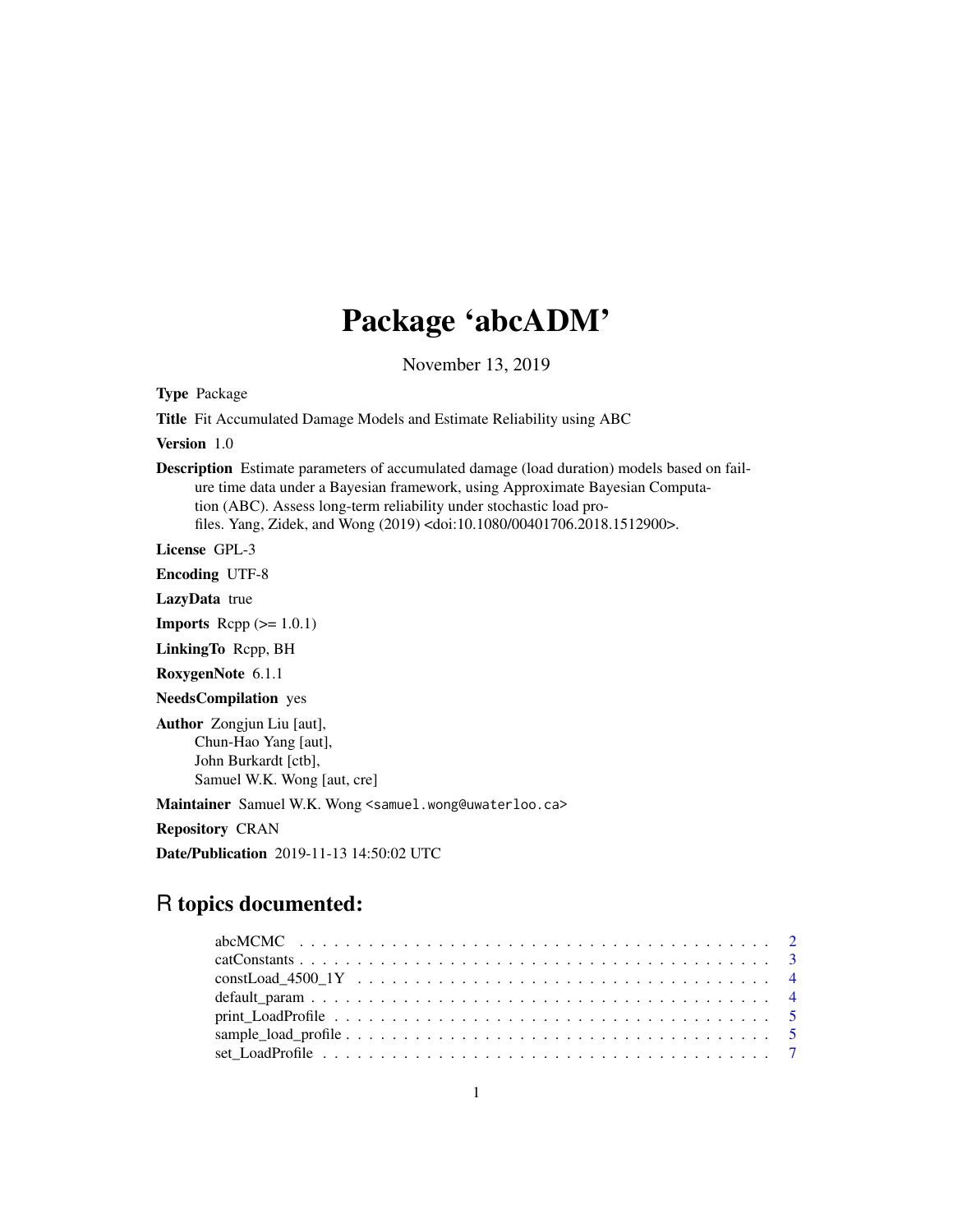# Package 'abcADM'

November 13, 2019

**Type** Package

**Title** Fit Accumulated Damage Models and Estimate Reliability using ABC

**Version** 1.0

**Description** Estimate parameters of accumulated damage (load duration) models based on failure time data under a Bayesian framework, using Approximate Bayesian Computation (ABC). Assess long-term reliability under stochastic load profiles. Yang, Zidek, and Wong (2019) <doi:10.1080/00401706.2018.1512900>.

**License** GPL-3

**Encoding** UTF-8

**LazyData** true

**Imports** Rcpp (>= 1.0.1)

**LinkingTo** Rcpp, BH

**RoxygenNote** 6.1.1

**NeedsCompilation** yes

**Author** Zongjun Liu [aut],
Chun-Hao Yang [aut],
John Burkardt [ctb],
Samuel W.K. Wong [aut, cre]

**Maintainer** Samuel W.K. Wong <samuel.wong@uwaterloo.ca>

**Repository** CRAN

**Date/Publication** 2019-11-13 14:50:02 UTC

## R topics documented:

- abcMCMC . . . . . . . . . . . . . . . . . . . . . . . . . . . . . . . . . . . . . . . . 2
- catConstants . . . . . . . . . . . . . . . . . . . . . . . . . . . . . . . . . . . . . . 3
- constLoad_4500_1Y . . . . . . . . . . . . . . . . . . . . . . . . . . . . . . . . . . . 4
- default_param . . . . . . . . . . . . . . . . . . . . . . . . . . . . . . . . . . . . . 4
- print_LoadProfile . . . . . . . . . . . . . . . . . . . . . . . . . . . . . . . . . . . 5
- sample_load_profile . . . . . . . . . . . . . . . . . . . . . . . . . . . . . . . . . . 5
- set_LoadProfile . . . . . . . . . . . . . . . . . . . . . . . . . . . . . . . . . . . . 7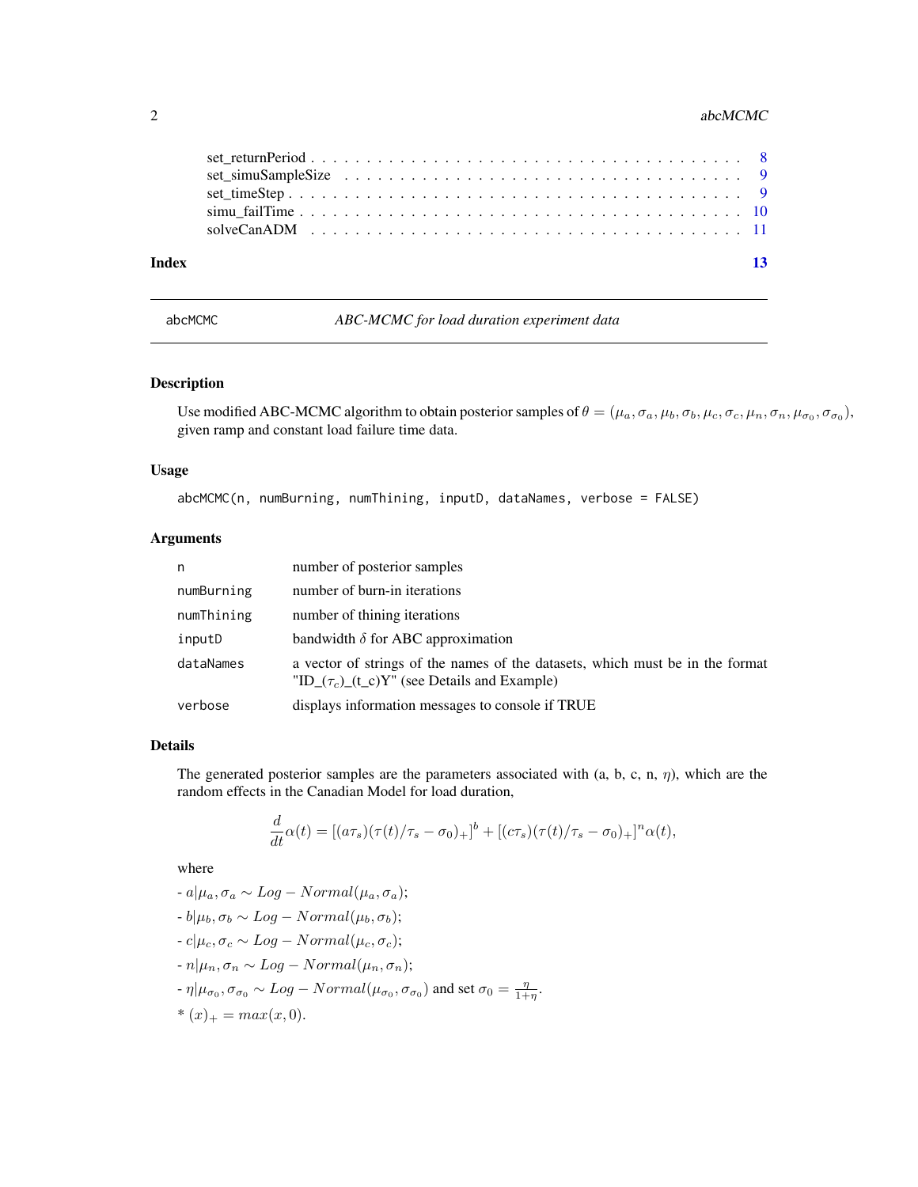| | |
|---|---|
| set_returnPeriod | 8 |
| set_simuSampleSize | 9 |
| set_timeStep | 9 |
| simu_failTime | 10 |
| solveCanADM | 11 |

**Index** 13

---

abcMCMC — *ABC-MCMC for load duration experiment data*

---

## Description

Use modified ABC-MCMC algorithm to obtain posterior samples of $\theta = (\mu_a, \sigma_a, \mu_b, \sigma_b, \mu_c, \sigma_c, \mu_n, \sigma_n, \mu_{\sigma_0}, \sigma_{\sigma_0})$, given ramp and constant load failure time data.

## Usage

```
abcMCMC(n, numBurning, numThining, inputD, dataNames, verbose = FALSE)
```

## Arguments

| | |
|---|---|
| `n` | number of posterior samples |
| `numBurning` | number of burn-in iterations |
| `numThining` | number of thining iterations |
| `inputD` | bandwidth $\delta$ for ABC approximation |
| `dataNames` | a vector of strings of the names of the datasets, which must be in the format "ID_($\tau_c$)_(t_c)Y" (see Details and Example) |
| `verbose` | displays information messages to console if TRUE |

## Details

The generated posterior samples are the parameters associated with (a, b, c, n, $\eta$), which are the random effects in the Canadian Model for load duration,

$$\frac{d}{dt}\alpha(t) = [(a\tau_s)(\tau(t)/\tau_s - \sigma_0)_+]^b + [(c\tau_s)(\tau(t)/\tau_s - \sigma_0)_+]^n \alpha(t),$$

where

- $a|\mu_a, \sigma_a \sim Log-Normal(\mu_a, \sigma_a)$;

- $b|\mu_b, \sigma_b \sim Log-Normal(\mu_b, \sigma_b)$;

- $c|\mu_c, \sigma_c \sim Log-Normal(\mu_c, \sigma_c)$;

- $n|\mu_n, \sigma_n \sim Log-Normal(\mu_n, \sigma_n)$;

- $\eta|\mu_{\sigma_0}, \sigma_{\sigma_0} \sim Log-Normal(\mu_{\sigma_0}, \sigma_{\sigma_0})$ and set $\sigma_0 = \frac{\eta}{1+\eta}$.

* $(x)_+ = max(x, 0)$.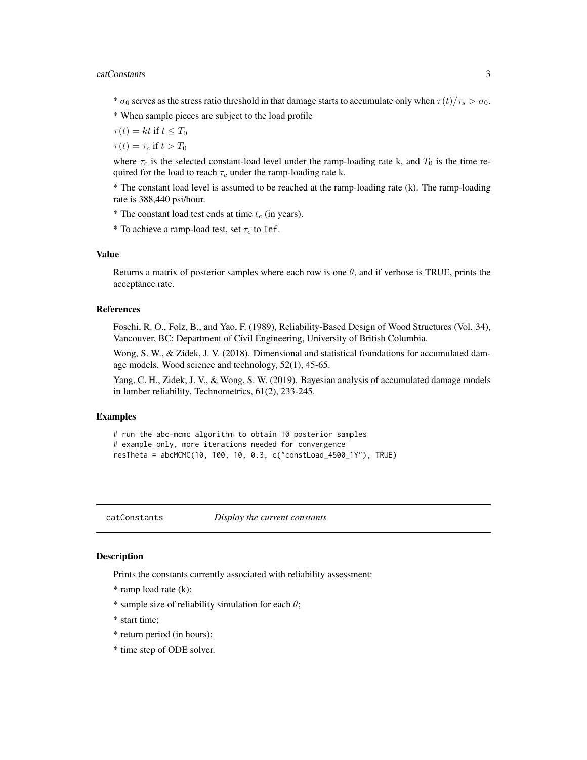* $\sigma_0$ serves as the stress ratio threshold in that damage starts to accumulate only when $\tau(t)/\tau_s > \sigma_0$.

* When sample pieces are subject to the load profile

$\tau(t) = kt$ if $t \leq T_0$

$\tau(t) = \tau_c$ if $t > T_0$

where $\tau_c$ is the selected constant-load level under the ramp-loading rate k, and $T_0$ is the time required for the load to reach $\tau_c$ under the ramp-loading rate k.

* The constant load level is assumed to be reached at the ramp-loading rate (k). The ramp-loading rate is 388,440 psi/hour.

* The constant load test ends at time $t_c$ (in years).

* To achieve a ramp-load test, set $\tau_c$ to `Inf`.

### Value

Returns a matrix of posterior samples where each row is one $\theta$, and if verbose is TRUE, prints the acceptance rate.

### References

Foschi, R. O., Folz, B., and Yao, F. (1989), Reliability-Based Design of Wood Structures (Vol. 34), Vancouver, BC: Department of Civil Engineering, University of British Columbia.

Wong, S. W., & Zidek, J. V. (2018). Dimensional and statistical foundations for accumulated damage models. Wood science and technology, 52(1), 45-65.

Yang, C. H., Zidek, J. V., & Wong, S. W. (2019). Bayesian analysis of accumulated damage models in lumber reliability. Technometrics, 61(2), 233-245.

### Examples

```
# run the abc-mcmc algorithm to obtain 10 posterior samples
# example only, more iterations needed for convergence
resTheta = abcMCMC(10, 100, 10, 0.3, c("constLoad_4500_1Y"), TRUE)
```

---

## catConstants &nbsp;&nbsp;&nbsp; *Display the current constants*

### Description

Prints the constants currently associated with reliability assessment:

* ramp load rate (k);

* sample size of reliability simulation for each $\theta$;

* start time;

* return period (in hours);

* time step of ODE solver.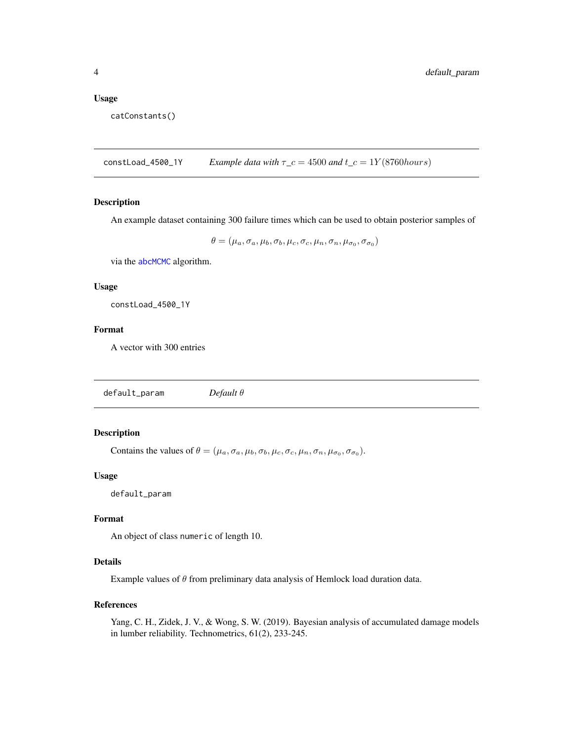### Usage

```
catConstants()
```

---

## constLoad_4500_1Y *Example data with $\tau\_c = 4500$ and $t\_c = 1Y(8760hours)$*

### Description

An example dataset containing 300 failure times which can be used to obtain posterior samples of

$$\theta = (\mu_a, \sigma_a, \mu_b, \sigma_b, \mu_c, \sigma_c, \mu_n, \sigma_n, \mu_{\sigma_0}, \sigma_{\sigma_0})$$

via the abcMCMC algorithm.

### Usage

```
constLoad_4500_1Y
```

### Format

A vector with 300 entries

---

## default_param *Default $\theta$*

### Description

Contains the values of $\theta = (\mu_a, \sigma_a, \mu_b, \sigma_b, \mu_c, \sigma_c, \mu_n, \sigma_n, \mu_{\sigma_0}, \sigma_{\sigma_0})$.

### Usage

```
default_param
```

### Format

An object of class `numeric` of length 10.

### Details

Example values of $\theta$ from preliminary data analysis of Hemlock load duration data.

### References

Yang, C. H., Zidek, J. V., & Wong, S. W. (2019). Bayesian analysis of accumulated damage models in lumber reliability. Technometrics, 61(2), 233-245.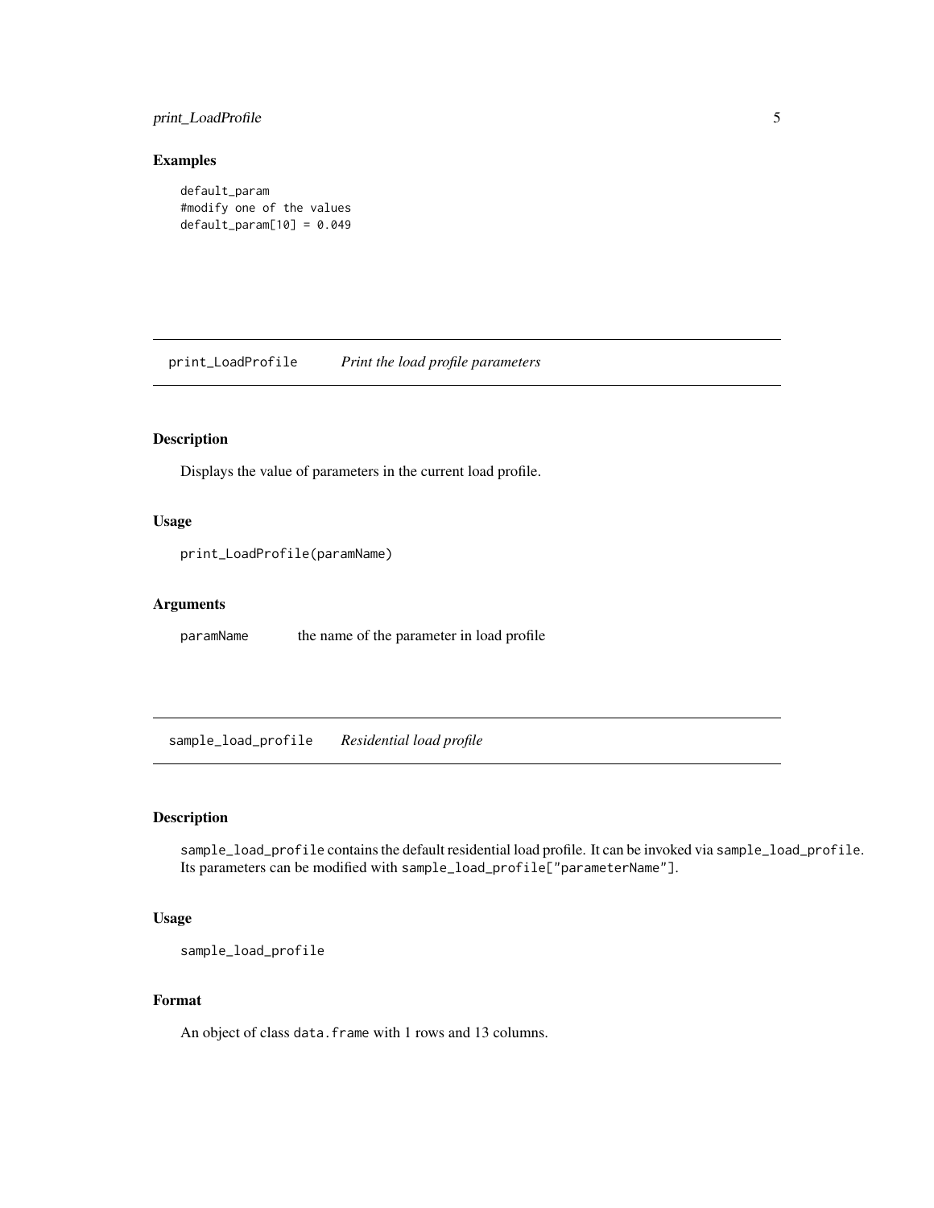## Examples

```
default_param
#modify one of the values
default_param[10] = 0.049
```

---

## print_LoadProfile *Print the load profile parameters*

### Description

Displays the value of parameters in the current load profile.

### Usage

```
print_LoadProfile(paramName)
```

### Arguments

| | |
|---|---|
| paramName | the name of the parameter in load profile |

---

## sample_load_profile *Residential load profile*

### Description

`sample_load_profile` contains the default residential load profile. It can be invoked via `sample_load_profile`. Its parameters can be modified with `sample_load_profile["parameterName"]`.

### Usage

```
sample_load_profile
```

### Format

An object of class `data.frame` with 1 rows and 13 columns.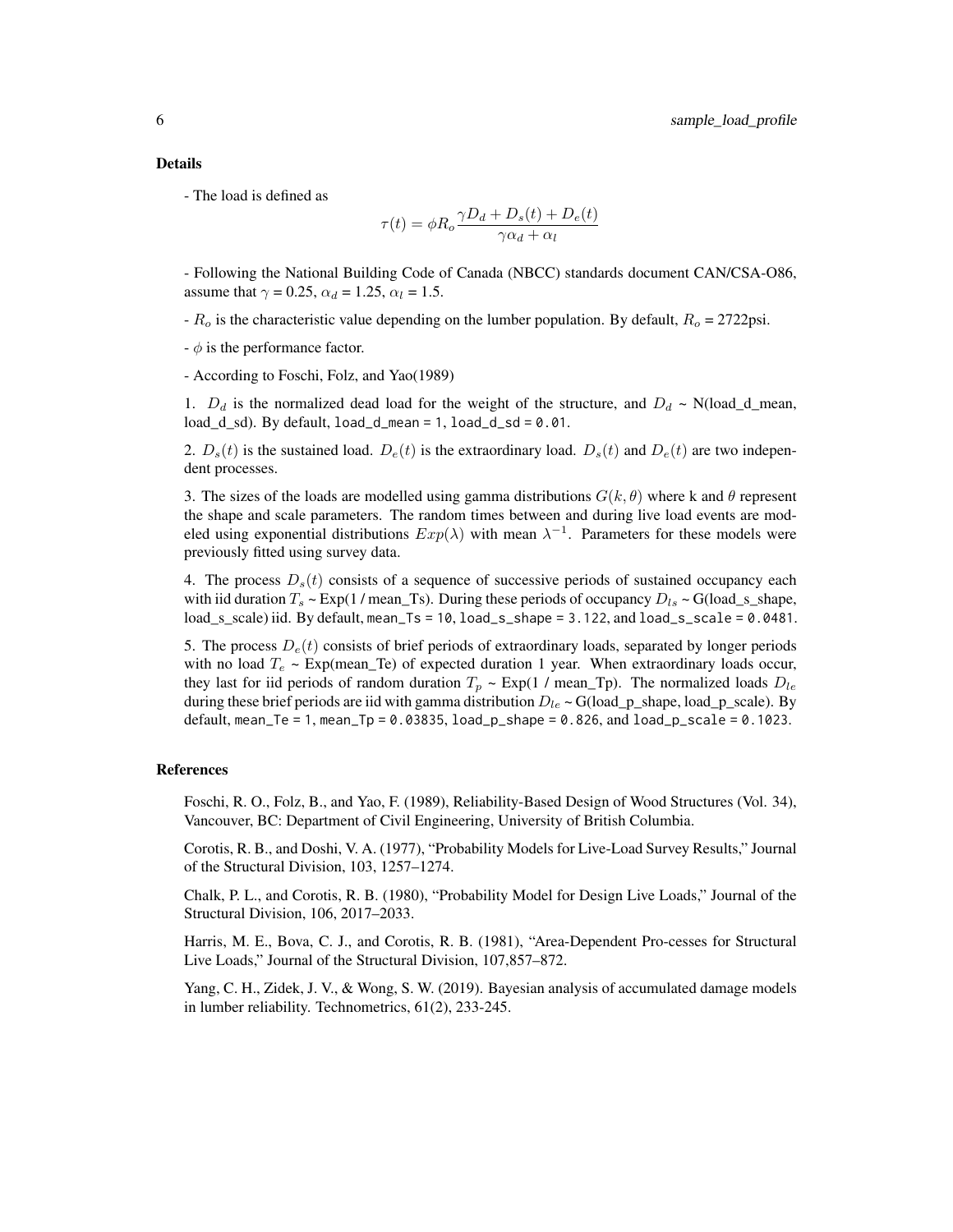## Details

- The load is defined as

$$\tau(t) = \phi R_o \frac{\gamma D_d + D_s(t) + D_e(t)}{\gamma \alpha_d + \alpha_l}$$

- Following the National Building Code of Canada (NBCC) standards document CAN/CSA-O86, assume that $\gamma$ = 0.25, $\alpha_d$ = 1.25, $\alpha_l$ = 1.5.

- $R_o$ is the characteristic value depending on the lumber population. By default, $R_o$ = 2722psi.

- $\phi$ is the performance factor.

- According to Foschi, Folz, and Yao(1989)

1. $D_d$ is the normalized dead load for the weight of the structure, and $D_d$ ~ N(load_d_mean, load_d_sd). By default, `load_d_mean = 1`, `load_d_sd = 0.01`.

2. $D_s(t)$ is the sustained load. $D_e(t)$ is the extraordinary load. $D_s(t)$ and $D_e(t)$ are two independent processes.

3. The sizes of the loads are modelled using gamma distributions $G(k, \theta)$ where k and $\theta$ represent the shape and scale parameters. The random times between and during live load events are modeled using exponential distributions $Exp(\lambda)$ with mean $\lambda^{-1}$. Parameters for these models were previously fitted using survey data.

4. The process $D_s(t)$ consists of a sequence of successive periods of sustained occupancy each with iid duration $T_s$ ~ Exp(1 / mean_Ts). During these periods of occupancy $D_{ls}$ ~ G(load_s_shape, load_s_scale) iid. By default, `mean_Ts = 10`, `load_s_shape = 3.122`, and `load_s_scale = 0.0481`.

5. The process $D_e(t)$ consists of brief periods of extraordinary loads, separated by longer periods with no load $T_e$ ~ Exp(mean_Te) of expected duration 1 year. When extraordinary loads occur, they last for iid periods of random duration $T_p$ ~ Exp(1 / mean_Tp). The normalized loads $D_{le}$ during these brief periods are iid with gamma distribution $D_{le}$ ~ G(load_p_shape, load_p_scale). By default, `mean_Te = 1`, `mean_Tp = 0.03835`, `load_p_shape = 0.826`, and `load_p_scale = 0.1023`.

## References

Foschi, R. O., Folz, B., and Yao, F. (1989), Reliability-Based Design of Wood Structures (Vol. 34), Vancouver, BC: Department of Civil Engineering, University of British Columbia.

Corotis, R. B., and Doshi, V. A. (1977), "Probability Models for Live-Load Survey Results," Journal of the Structural Division, 103, 1257–1274.

Chalk, P. L., and Corotis, R. B. (1980), "Probability Model for Design Live Loads," Journal of the Structural Division, 106, 2017–2033.

Harris, M. E., Bova, C. J., and Corotis, R. B. (1981), "Area-Dependent Pro-cesses for Structural Live Loads," Journal of the Structural Division, 107,857–872.

Yang, C. H., Zidek, J. V., & Wong, S. W. (2019). Bayesian analysis of accumulated damage models in lumber reliability. Technometrics, 61(2), 233-245.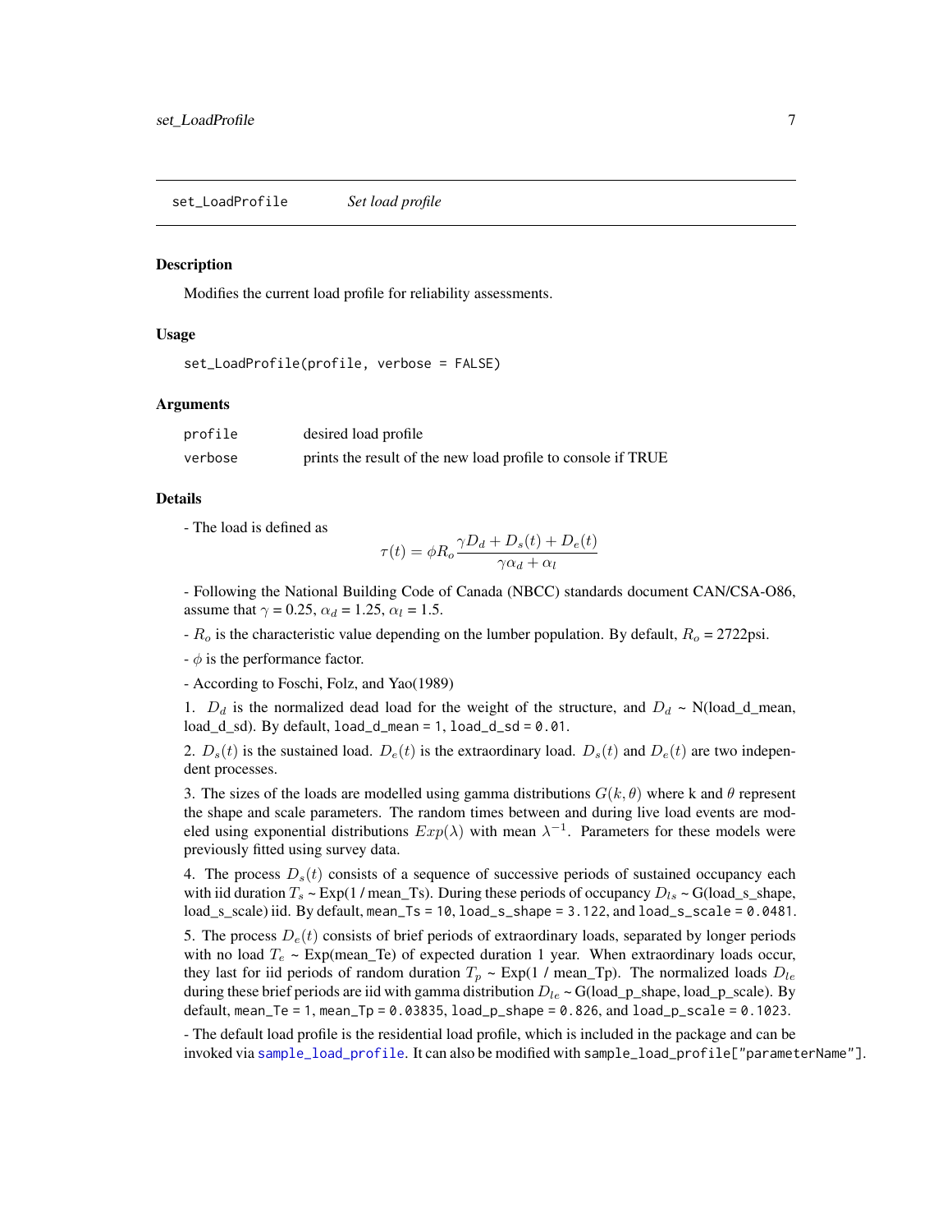## set_LoadProfile *Set load profile*

### Description

Modifies the current load profile for reliability assessments.

### Usage

```
set_LoadProfile(profile, verbose = FALSE)
```

### Arguments

| | |
|---|---|
| `profile` | desired load profile |
| `verbose` | prints the result of the new load profile to console if TRUE |

### Details

- The load is defined as

$$\tau(t) = \phi R_o \frac{\gamma D_d + D_s(t) + D_e(t)}{\gamma \alpha_d + \alpha_l}$$

- Following the National Building Code of Canada (NBCC) standards document CAN/CSA-O86, assume that $\gamma$ = 0.25, $\alpha_d$ = 1.25, $\alpha_l$ = 1.5.

- $R_o$ is the characteristic value depending on the lumber population. By default, $R_o$ = 2722psi.

- $\phi$ is the performance factor.

- According to Foschi, Folz, and Yao(1989)

1. $D_d$ is the normalized dead load for the weight of the structure, and $D_d$ ~ N(load_d_mean, load_d_sd). By default, `load_d_mean = 1`, `load_d_sd = 0.01`.

2. $D_s(t)$ is the sustained load. $D_e(t)$ is the extraordinary load. $D_s(t)$ and $D_e(t)$ are two independent processes.

3. The sizes of the loads are modelled using gamma distributions $G(k, \theta)$ where k and $\theta$ represent the shape and scale parameters. The random times between and during live load events are modeled using exponential distributions $Exp(\lambda)$ with mean $\lambda^{-1}$. Parameters for these models were previously fitted using survey data.

4. The process $D_s(t)$ consists of a sequence of successive periods of sustained occupancy each with iid duration $T_s$ ~ Exp(1 / mean_Ts). During these periods of occupancy $D_{ls}$ ~ G(load_s_shape, load_s_scale) iid. By default, `mean_Ts = 10`, `load_s_shape = 3.122`, and `load_s_scale = 0.0481`.

5. The process $D_e(t)$ consists of brief periods of extraordinary loads, separated by longer periods with no load $T_e$ ~ Exp(mean_Te) of expected duration 1 year. When extraordinary loads occur, they last for iid periods of random duration $T_p$ ~ Exp(1 / mean_Tp). The normalized loads $D_{le}$ during these brief periods are iid with gamma distribution $D_{le}$ ~ G(load_p_shape, load_p_scale). By default, `mean_Te = 1`, `mean_Tp = 0.03835`, `load_p_shape = 0.826`, and `load_p_scale = 0.1023`.

- The default load profile is the residential load profile, which is included in the package and can be invoked via `sample_load_profile`. It can also be modified with `sample_load_profile["parameterName"]`.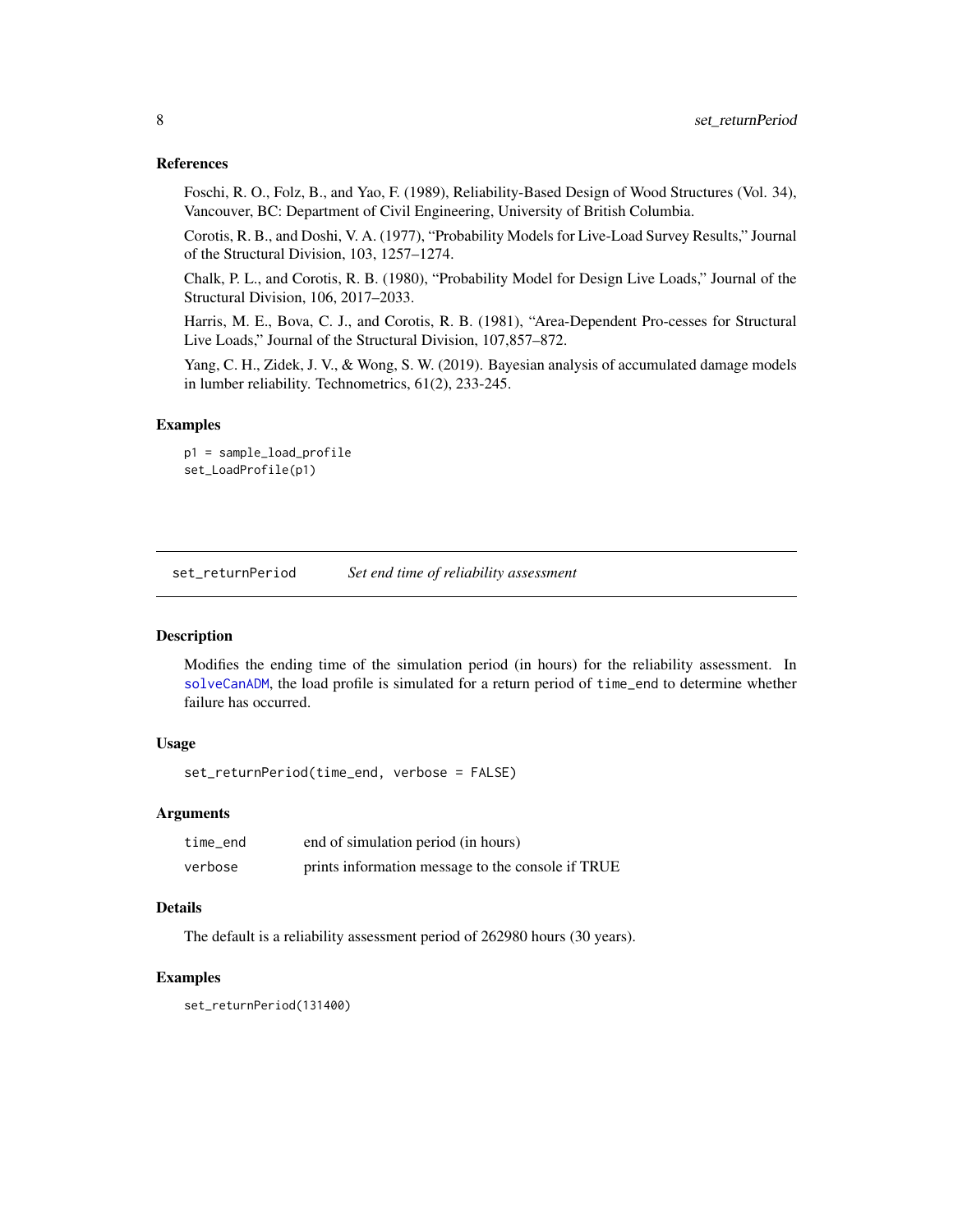### References

Foschi, R. O., Folz, B., and Yao, F. (1989), Reliability-Based Design of Wood Structures (Vol. 34), Vancouver, BC: Department of Civil Engineering, University of British Columbia.

Corotis, R. B., and Doshi, V. A. (1977), "Probability Models for Live-Load Survey Results," Journal of the Structural Division, 103, 1257–1274.

Chalk, P. L., and Corotis, R. B. (1980), "Probability Model for Design Live Loads," Journal of the Structural Division, 106, 2017–2033.

Harris, M. E., Bova, C. J., and Corotis, R. B. (1981), "Area-Dependent Pro-cesses for Structural Live Loads," Journal of the Structural Division, 107,857–872.

Yang, C. H., Zidek, J. V., & Wong, S. W. (2019). Bayesian analysis of accumulated damage models in lumber reliability. Technometrics, 61(2), 233-245.

### Examples

```
p1 = sample_load_profile
set_LoadProfile(p1)
```

---

## set_returnPeriod    *Set end time of reliability assessment*

### Description

Modifies the ending time of the simulation period (in hours) for the reliability assessment. In `solveCanADM`, the load profile is simulated for a return period of `time_end` to determine whether failure has occurred.

### Usage

```
set_returnPeriod(time_end, verbose = FALSE)
```

### Arguments

| | |
|---|---|
| `time_end` | end of simulation period (in hours) |
| `verbose` | prints information message to the console if TRUE |

### Details

The default is a reliability assessment period of 262980 hours (30 years).

### Examples

```
set_returnPeriod(131400)
```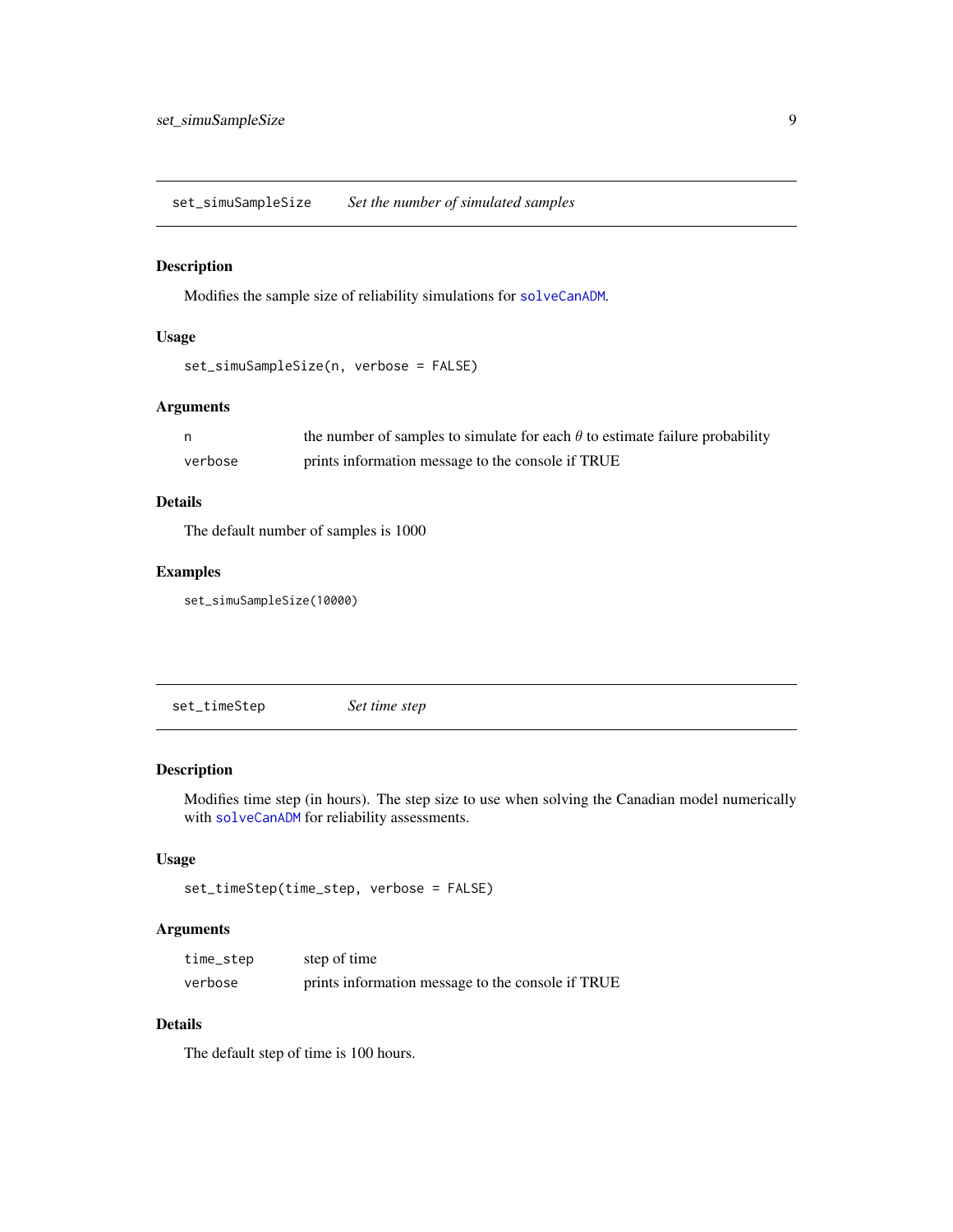## set_simuSampleSize *Set the number of simulated samples*

### Description

Modifies the sample size of reliability simulations for solveCanADM.

### Usage

```
set_simuSampleSize(n, verbose = FALSE)
```

### Arguments

| | |
|---|---|
| n | the number of samples to simulate for each $\theta$ to estimate failure probability |
| verbose | prints information message to the console if TRUE |

### Details

The default number of samples is 1000

### Examples

```
set_simuSampleSize(10000)
```

## set_timeStep *Set time step*

### Description

Modifies time step (in hours). The step size to use when solving the Canadian model numerically with solveCanADM for reliability assessments.

### Usage

```
set_timeStep(time_step, verbose = FALSE)
```

### Arguments

| | |
|---|---|
| time_step | step of time |
| verbose | prints information message to the console if TRUE |

### Details

The default step of time is 100 hours.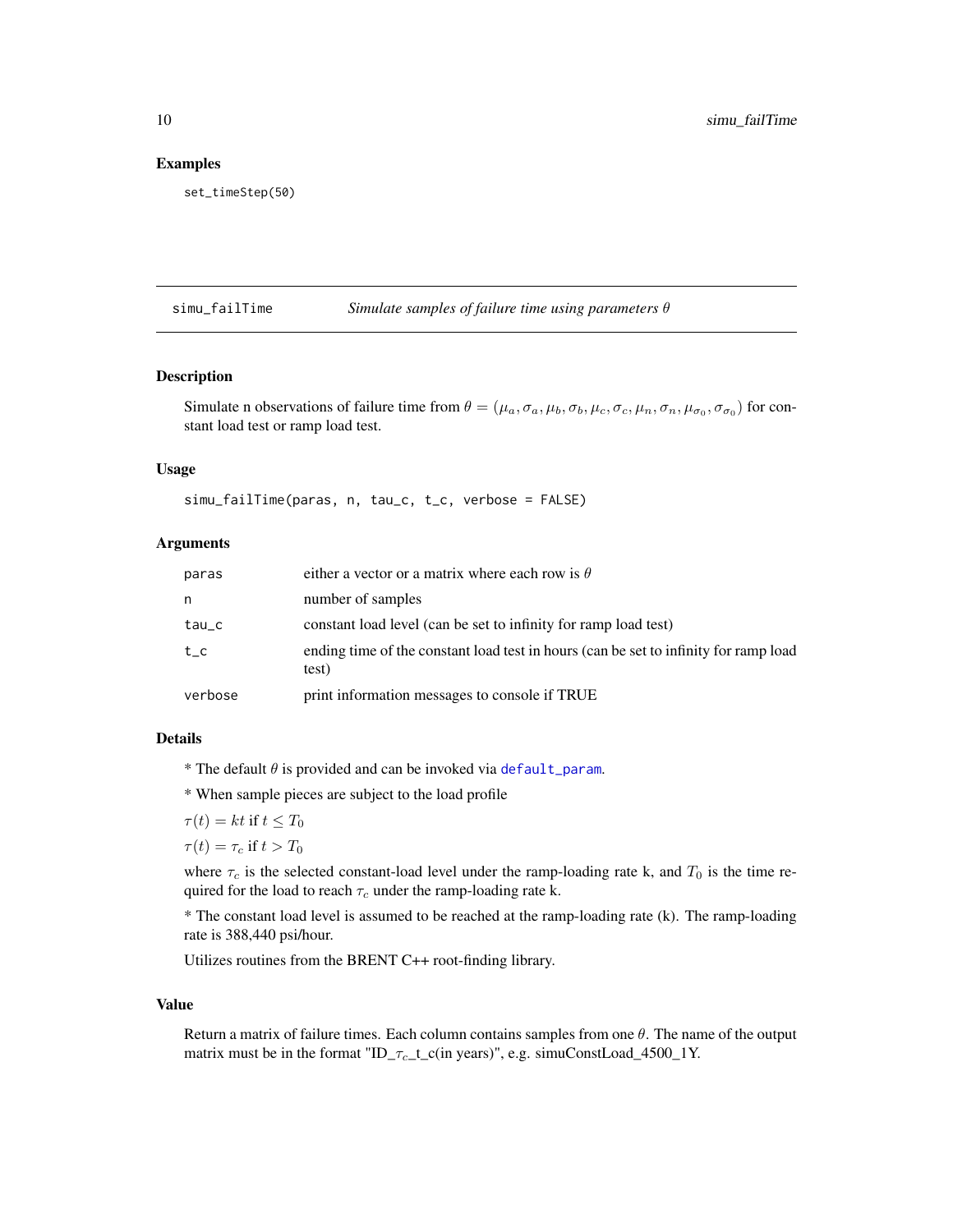### Examples

```
set_timeStep(50)
```

## simu_failTime — *Simulate samples of failure time using parameters $\theta$*

### Description

Simulate n observations of failure time from $\theta = (\mu_a, \sigma_a, \mu_b, \sigma_b, \mu_c, \sigma_c, \mu_n, \sigma_n, \mu_{\sigma_0}, \sigma_{\sigma_0})$ for constant load test or ramp load test.

### Usage

```
simu_failTime(paras, n, tau_c, t_c, verbose = FALSE)
```

### Arguments

| | |
|---|---|
| paras | either a vector or a matrix where each row is $\theta$ |
| n | number of samples |
| tau_c | constant load level (can be set to infinity for ramp load test) |
| t_c | ending time of the constant load test in hours (can be set to infinity for ramp load test) |
| verbose | print information messages to console if TRUE |

### Details

* The default $\theta$ is provided and can be invoked via default_param.

* When sample pieces are subject to the load profile

$\tau(t) = kt$ if $t \leq T_0$

$\tau(t) = \tau_c$ if $t > T_0$

where $\tau_c$ is the selected constant-load level under the ramp-loading rate k, and $T_0$ is the time required for the load to reach $\tau_c$ under the ramp-loading rate k.

* The constant load level is assumed to be reached at the ramp-loading rate (k). The ramp-loading rate is 388,440 psi/hour.

Utilizes routines from the BRENT C++ root-finding library.

### Value

Return a matrix of failure times. Each column contains samples from one $\theta$. The name of the output matrix must be in the format "ID_$\tau_c$_t_c(in years)", e.g. simuConstLoad_4500_1Y.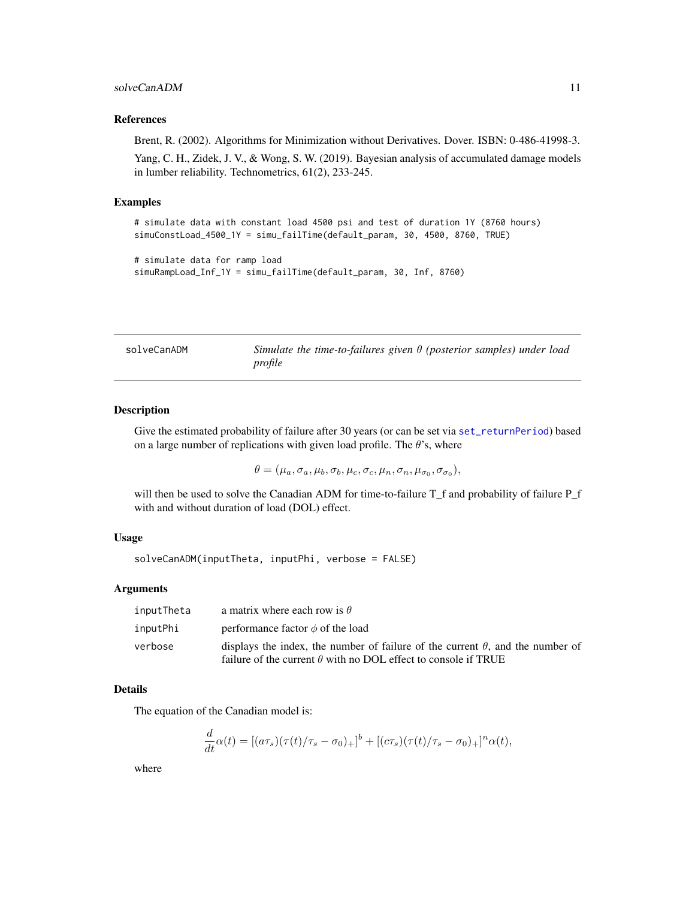### References

Brent, R. (2002). Algorithms for Minimization without Derivatives. Dover. ISBN: 0-486-41998-3.

Yang, C. H., Zidek, J. V., & Wong, S. W. (2019). Bayesian analysis of accumulated damage models in lumber reliability. Technometrics, 61(2), 233-245.

### Examples

```
# simulate data with constant load 4500 psi and test of duration 1Y (8760 hours)
simuConstLoad_4500_1Y = simu_failTime(default_param, 30, 4500, 8760, TRUE)

# simulate data for ramp load
simuRampLoad_Inf_1Y = simu_failTime(default_param, 30, Inf, 8760)
```

---

## solveCanADM — *Simulate the time-to-failures given $\theta$ (posterior samples) under load profile*

---

### Description

Give the estimated probability of failure after 30 years (or can be set via set_returnPeriod) based on a large number of replications with given load profile. The $\theta$'s, where

$$\theta = (\mu_a, \sigma_a, \mu_b, \sigma_b, \mu_c, \sigma_c, \mu_n, \sigma_n, \mu_{\sigma_0}, \sigma_{\sigma_0}),$$

will then be used to solve the Canadian ADM for time-to-failure T_f and probability of failure P_f with and without duration of load (DOL) effect.

### Usage

```
solveCanADM(inputTheta, inputPhi, verbose = FALSE)
```

### Arguments

| | |
|---|---|
| inputTheta | a matrix where each row is $\theta$ |
| inputPhi | performance factor $\phi$ of the load |
| verbose | displays the index, the number of failure of the current $\theta$, and the number of failure of the current $\theta$ with no DOL effect to console if TRUE |

### Details

The equation of the Canadian model is:

$$\frac{d}{dt}\alpha(t) = [(a\tau_s)(\tau(t)/\tau_s - \sigma_0)_+]^b + [(c\tau_s)(\tau(t)/\tau_s - \sigma_0)_+]^n \alpha(t),$$

where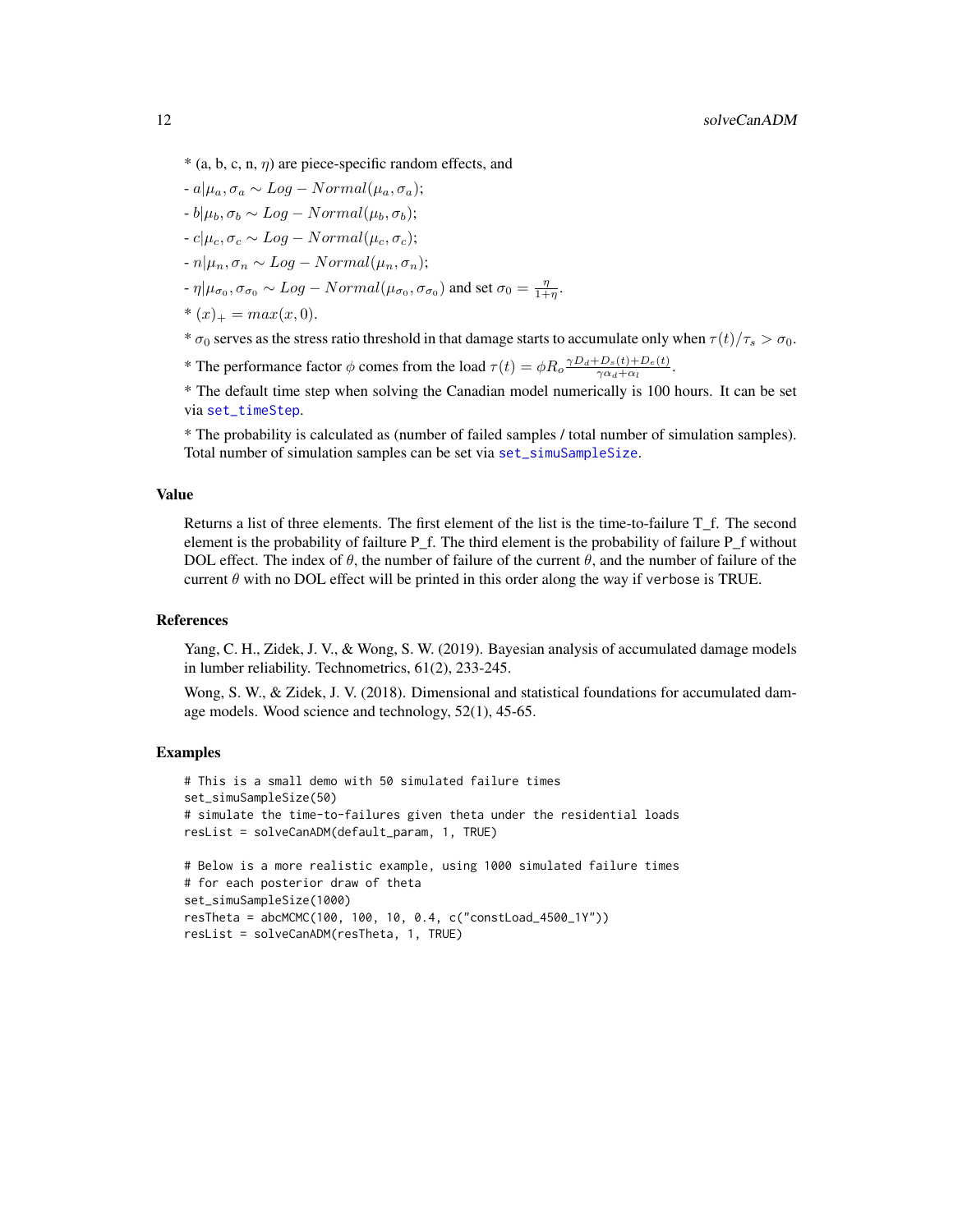* (a, b, c, n, $\eta$) are piece-specific random effects, and

- $a|\mu_a, \sigma_a \sim Log-Normal(\mu_a, \sigma_a)$;

- $b|\mu_b, \sigma_b \sim Log-Normal(\mu_b, \sigma_b)$;

- $c|\mu_c, \sigma_c \sim Log-Normal(\mu_c, \sigma_c)$;

- $n|\mu_n, \sigma_n \sim Log-Normal(\mu_n, \sigma_n)$;

- $\eta|\mu_{\sigma_0}, \sigma_{\sigma_0} \sim Log-Normal(\mu_{\sigma_0}, \sigma_{\sigma_0})$ and set $\sigma_0 = \frac{\eta}{1+\eta}$.

* $(x)_+ = max(x, 0)$.

* $\sigma_0$ serves as the stress ratio threshold in that damage starts to accumulate only when $\tau(t)/\tau_s > \sigma_0$.

* The performance factor $\phi$ comes from the load $\tau(t) = \phi R_o \frac{\gamma D_d + D_s(t) + D_e(t)}{\gamma \alpha_d + \alpha_l}$.

* The default time step when solving the Canadian model numerically is 100 hours. It can be set via set_timeStep.

* The probability is calculated as (number of failed samples / total number of simulation samples). Total number of simulation samples can be set via set_simuSampleSize.

## Value

Returns a list of three elements. The first element of the list is the time-to-failure T_f. The second element is the probability of failture P_f. The third element is the probability of failure P_f without DOL effect. The index of $\theta$, the number of failure of the current $\theta$, and the number of failure of the current $\theta$ with no DOL effect will be printed in this order along the way if verbose is TRUE.

## References

Yang, C. H., Zidek, J. V., & Wong, S. W. (2019). Bayesian analysis of accumulated damage models in lumber reliability. Technometrics, 61(2), 233-245.

Wong, S. W., & Zidek, J. V. (2018). Dimensional and statistical foundations for accumulated damage models. Wood science and technology, 52(1), 45-65.

## Examples

```
# This is a small demo with 50 simulated failure times
set_simuSampleSize(50)
# simulate the time-to-failures given theta under the residential loads
resList = solveCanADM(default_param, 1, TRUE)

# Below is a more realistic example, using 1000 simulated failure times
# for each posterior draw of theta
set_simuSampleSize(1000)
resTheta = abcMCMC(100, 100, 10, 0.4, c("constLoad_4500_1Y"))
resList = solveCanADM(resTheta, 1, TRUE)
```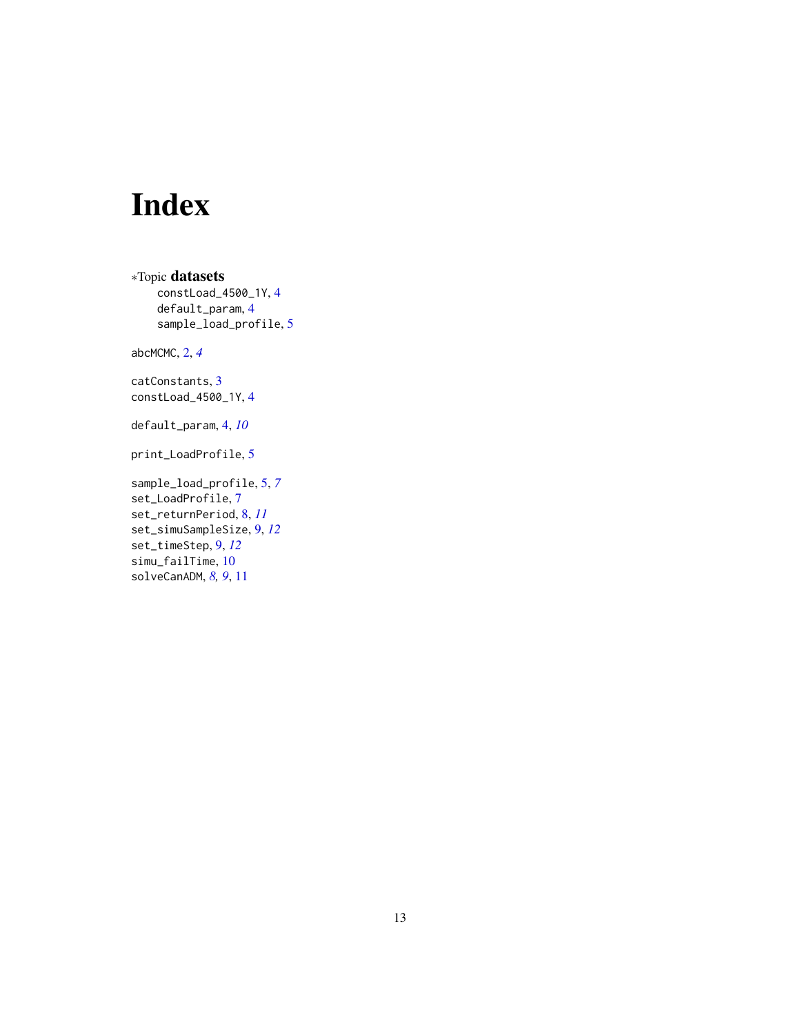# Index

∗Topic **datasets**

constLoad_4500_1Y, 4
default_param, 4
sample_load_profile, 5

abcMCMC, 2, *4*

catConstants, 3
constLoad_4500_1Y, 4

default_param, 4, *10*

print_LoadProfile, 5

sample_load_profile, 5, *7*
set_LoadProfile, 7
set_returnPeriod, 8, *11*
set_simuSampleSize, 9, *12*
set_timeStep, 9, *12*
simu_failTime, 10
solveCanADM, *8*, *9*, 11